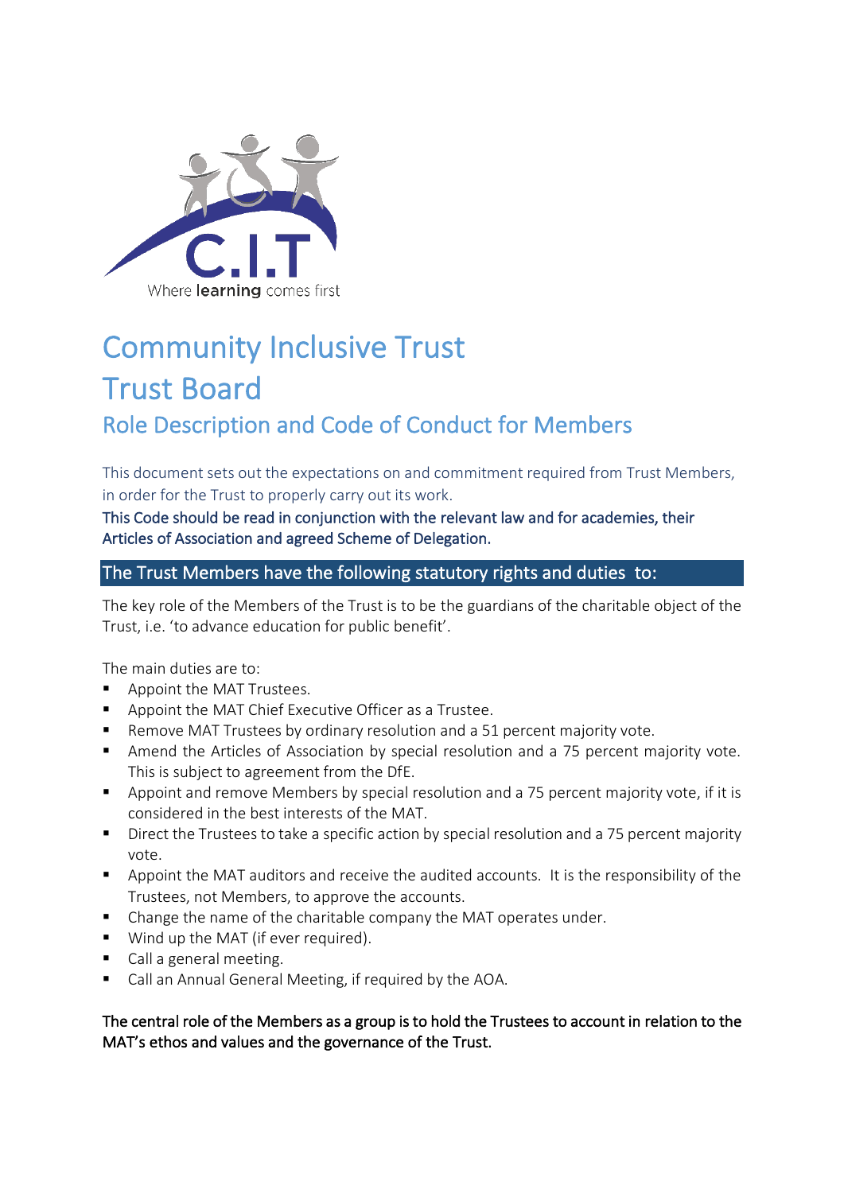C.I.T

Where **learning** comes first

# Community Inclusive Trust
# Trust Board
## Role Description and Code of Conduct for Members

This document sets out the expectations on and commitment required from Trust Members, in order for the Trust to properly carry out its work.

This Code should be read in conjunction with the relevant law and for academies, their Articles of Association and agreed Scheme of Delegation.

## The Trust Members have the following statutory rights and duties to:

The key role of the Members of the Trust is to be the guardians of the charitable object of the Trust, i.e. 'to advance education for public benefit'.

The main duties are to:

- Appoint the MAT Trustees.
- Appoint the MAT Chief Executive Officer as a Trustee.
- Remove MAT Trustees by ordinary resolution and a 51 percent majority vote.
- Amend the Articles of Association by special resolution and a 75 percent majority vote. This is subject to agreement from the DfE.
- Appoint and remove Members by special resolution and a 75 percent majority vote, if it is considered in the best interests of the MAT.
- Direct the Trustees to take a specific action by special resolution and a 75 percent majority vote.
- Appoint the MAT auditors and receive the audited accounts. It is the responsibility of the Trustees, not Members, to approve the accounts.
- Change the name of the charitable company the MAT operates under.
- Wind up the MAT (if ever required).
- Call a general meeting.
- Call an Annual General Meeting, if required by the AOA.

The central role of the Members as a group is to hold the Trustees to account in relation to the MAT's ethos and values and the governance of the Trust.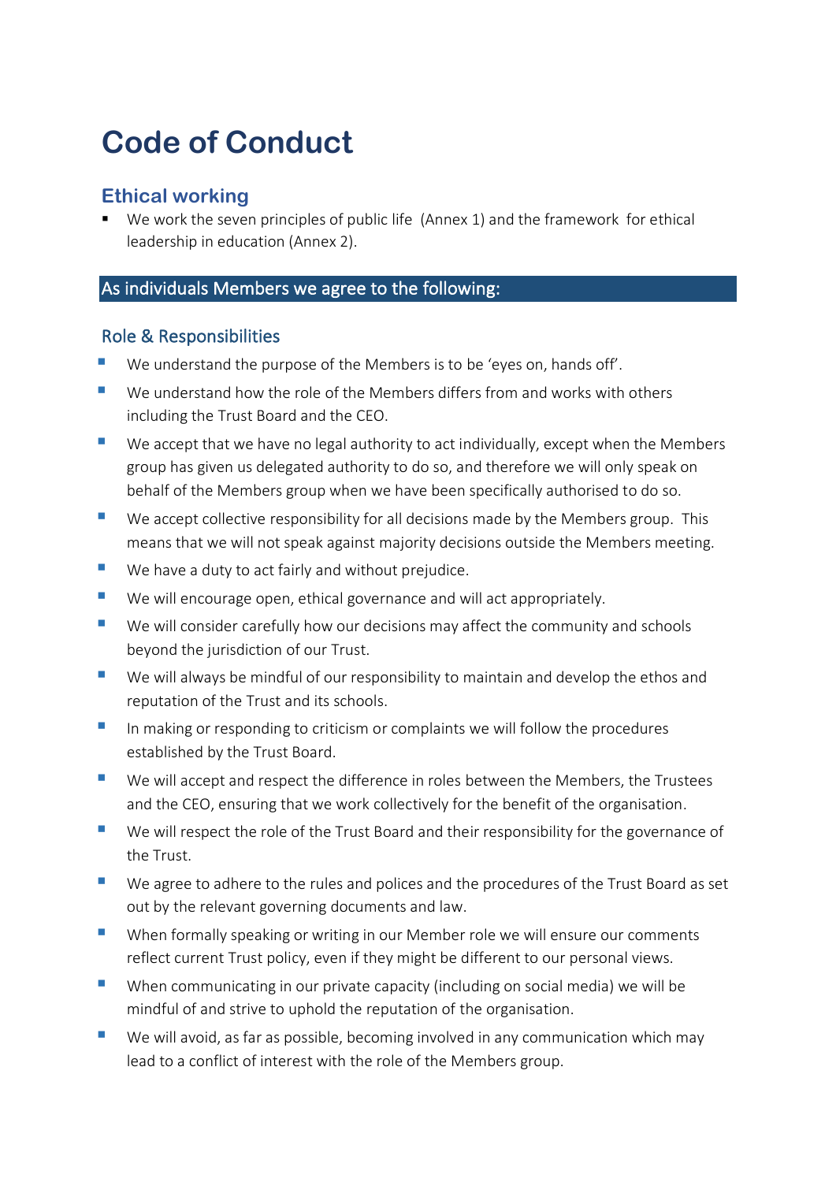# Code of Conduct

## Ethical working

- We work the seven principles of public life  (Annex 1) and the framework  for ethical leadership in education (Annex 2).

## As individuals Members we agree to the following:

### Role & Responsibilities

- We understand the purpose of the Members is to be ‘eyes on, hands off’.
- We understand how the role of the Members differs from and works with others including the Trust Board and the CEO.
- We accept that we have no legal authority to act individually, except when the Members group has given us delegated authority to do so, and therefore we will only speak on behalf of the Members group when we have been specifically authorised to do so.
- We accept collective responsibility for all decisions made by the Members group.  This means that we will not speak against majority decisions outside the Members meeting.
- We have a duty to act fairly and without prejudice.
- We will encourage open, ethical governance and will act appropriately.
- We will consider carefully how our decisions may affect the community and schools beyond the jurisdiction of our Trust.
- We will always be mindful of our responsibility to maintain and develop the ethos and reputation of the Trust and its schools.
- In making or responding to criticism or complaints we will follow the procedures established by the Trust Board.
- We will accept and respect the difference in roles between the Members, the Trustees and the CEO, ensuring that we work collectively for the benefit of the organisation.
- We will respect the role of the Trust Board and their responsibility for the governance of the Trust.
- We agree to adhere to the rules and polices and the procedures of the Trust Board as set out by the relevant governing documents and law.
- When formally speaking or writing in our Member role we will ensure our comments reflect current Trust policy, even if they might be different to our personal views.
- When communicating in our private capacity (including on social media) we will be mindful of and strive to uphold the reputation of the organisation.
- We will avoid, as far as possible, becoming involved in any communication which may lead to a conflict of interest with the role of the Members group.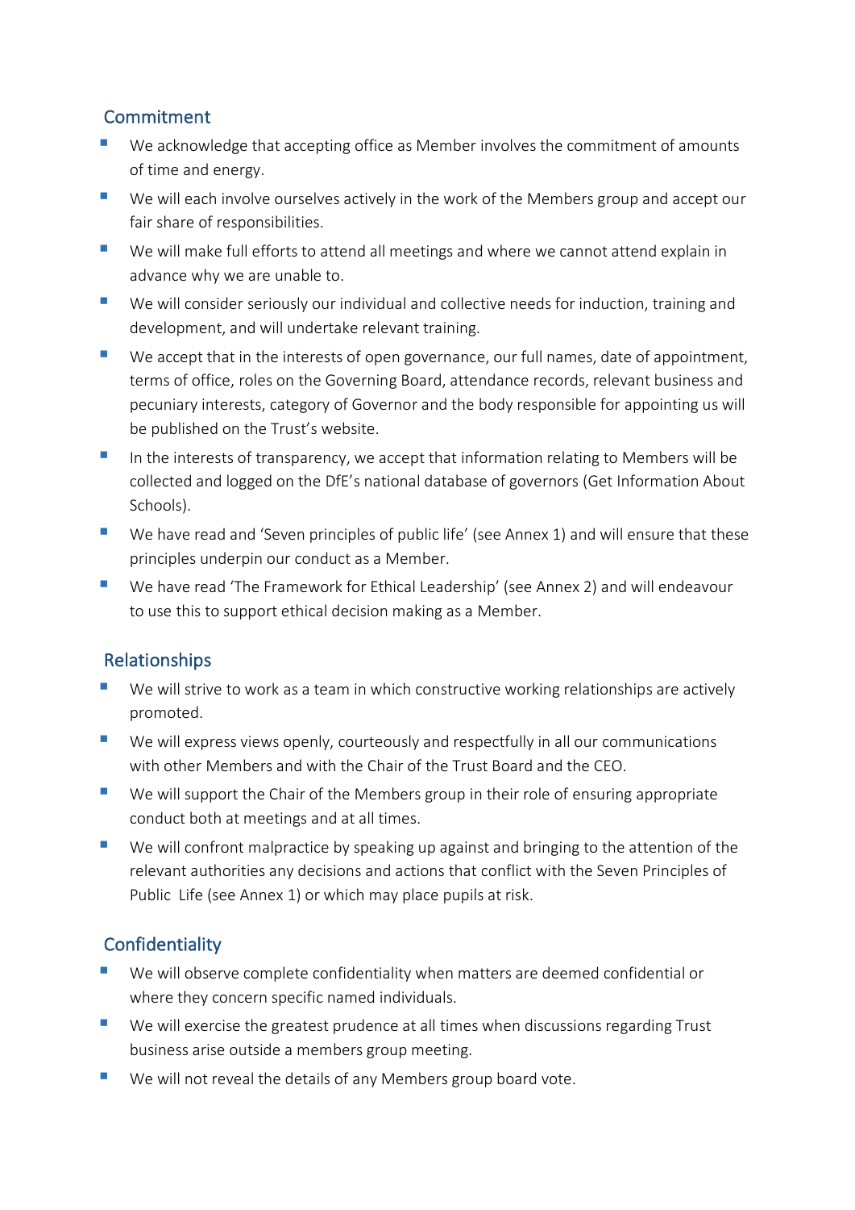## Commitment

- We acknowledge that accepting office as Member involves the commitment of amounts of time and energy.
- We will each involve ourselves actively in the work of the Members group and accept our fair share of responsibilities.
- We will make full efforts to attend all meetings and where we cannot attend explain in advance why we are unable to.
- We will consider seriously our individual and collective needs for induction, training and development, and will undertake relevant training.
- We accept that in the interests of open governance, our full names, date of appointment, terms of office, roles on the Governing Board, attendance records, relevant business and pecuniary interests, category of Governor and the body responsible for appointing us will be published on the Trust's website.
- In the interests of transparency, we accept that information relating to Members will be collected and logged on the DfE's national database of governors (Get Information About Schools).
- We have read and 'Seven principles of public life' (see Annex 1) and will ensure that these principles underpin our conduct as a Member.
- We have read 'The Framework for Ethical Leadership' (see Annex 2) and will endeavour to use this to support ethical decision making as a Member.

## Relationships

- We will strive to work as a team in which constructive working relationships are actively promoted.
- We will express views openly, courteously and respectfully in all our communications with other Members and with the Chair of the Trust Board and the CEO.
- We will support the Chair of the Members group in their role of ensuring appropriate conduct both at meetings and at all times.
- We will confront malpractice by speaking up against and bringing to the attention of the relevant authorities any decisions and actions that conflict with the Seven Principles of Public Life (see Annex 1) or which may place pupils at risk.

## Confidentiality

- We will observe complete confidentiality when matters are deemed confidential or where they concern specific named individuals.
- We will exercise the greatest prudence at all times when discussions regarding Trust business arise outside a members group meeting.
- We will not reveal the details of any Members group board vote.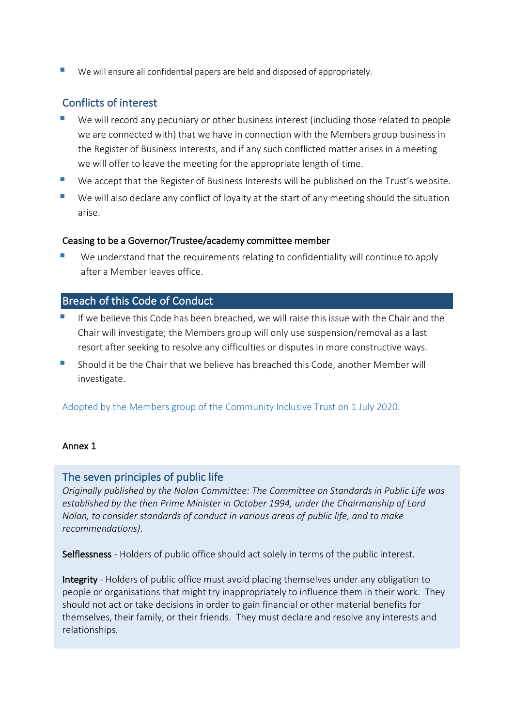- We will ensure all confidential papers are held and disposed of appropriately.

## Conflicts of interest

- We will record any pecuniary or other business interest (including those related to people we are connected with) that we have in connection with the Members group business in the Register of Business Interests, and if any such conflicted matter arises in a meeting we will offer to leave the meeting for the appropriate length of time.
- We accept that the Register of Business Interests will be published on the Trust's website.
- We will also declare any conflict of loyalty at the start of any meeting should the situation arise.

### Ceasing to be a Governor/Trustee/academy committee member

- We understand that the requirements relating to confidentiality will continue to apply after a Member leaves office.

## Breach of this Code of Conduct

- If we believe this Code has been breached, we will raise this issue with the Chair and the Chair will investigate; the Members group will only use suspension/removal as a last resort after seeking to resolve any difficulties or disputes in more constructive ways.
- Should it be the Chair that we believe has breached this Code, another Member will investigate.

Adopted by the Members group of the Community Inclusive Trust on 1 July 2020.

### Annex 1

## The seven principles of public life

*Originally published by the Nolan Committee: The Committee on Standards in Public Life was established by the then Prime Minister in October 1994, under the Chairmanship of Lord Nolan, to consider standards of conduct in various areas of public life, and to make recommendations).*

**Selflessness** - Holders of public office should act solely in terms of the public interest.

**Integrity** - Holders of public office must avoid placing themselves under any obligation to people or organisations that might try inappropriately to influence them in their work. They should not act or take decisions in order to gain financial or other material benefits for themselves, their family, or their friends. They must declare and resolve any interests and relationships.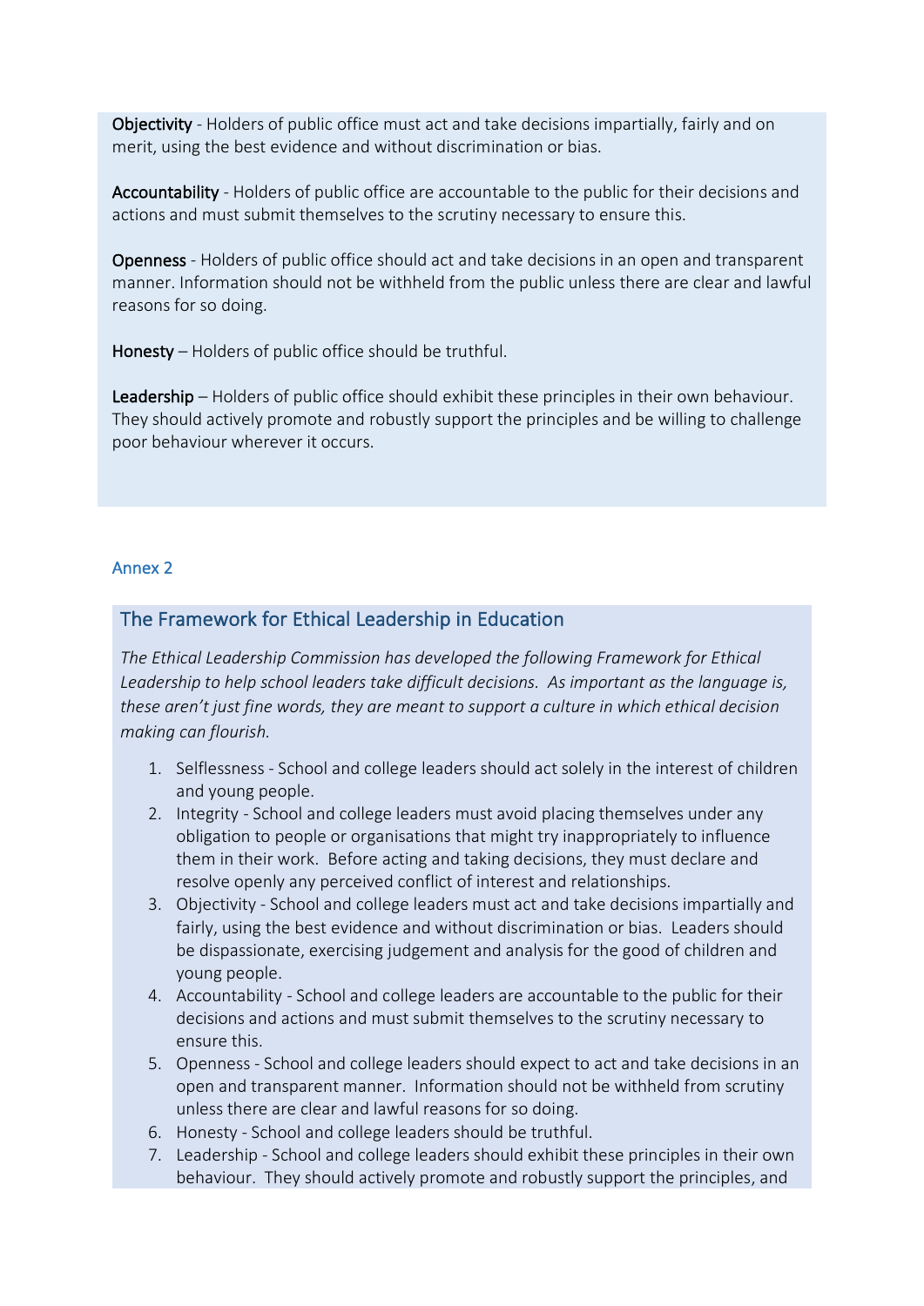**Objectivity** - Holders of public office must act and take decisions impartially, fairly and on merit, using the best evidence and without discrimination or bias.

**Accountability** - Holders of public office are accountable to the public for their decisions and actions and must submit themselves to the scrutiny necessary to ensure this.

**Openness** - Holders of public office should act and take decisions in an open and transparent manner. Information should not be withheld from the public unless there are clear and lawful reasons for so doing.

**Honesty** – Holders of public office should be truthful.

**Leadership** – Holders of public office should exhibit these principles in their own behaviour. They should actively promote and robustly support the principles and be willing to challenge poor behaviour wherever it occurs.

## Annex 2

### The Framework for Ethical Leadership in Education

*The Ethical Leadership Commission has developed the following Framework for Ethical Leadership to help school leaders take difficult decisions. As important as the language is, these aren't just fine words, they are meant to support a culture in which ethical decision making can flourish.*

1. Selflessness - School and college leaders should act solely in the interest of children and young people.
2. Integrity - School and college leaders must avoid placing themselves under any obligation to people or organisations that might try inappropriately to influence them in their work. Before acting and taking decisions, they must declare and resolve openly any perceived conflict of interest and relationships.
3. Objectivity - School and college leaders must act and take decisions impartially and fairly, using the best evidence and without discrimination or bias. Leaders should be dispassionate, exercising judgement and analysis for the good of children and young people.
4. Accountability - School and college leaders are accountable to the public for their decisions and actions and must submit themselves to the scrutiny necessary to ensure this.
5. Openness - School and college leaders should expect to act and take decisions in an open and transparent manner. Information should not be withheld from scrutiny unless there are clear and lawful reasons for so doing.
6. Honesty - School and college leaders should be truthful.
7. Leadership - School and college leaders should exhibit these principles in their own behaviour. They should actively promote and robustly support the principles, and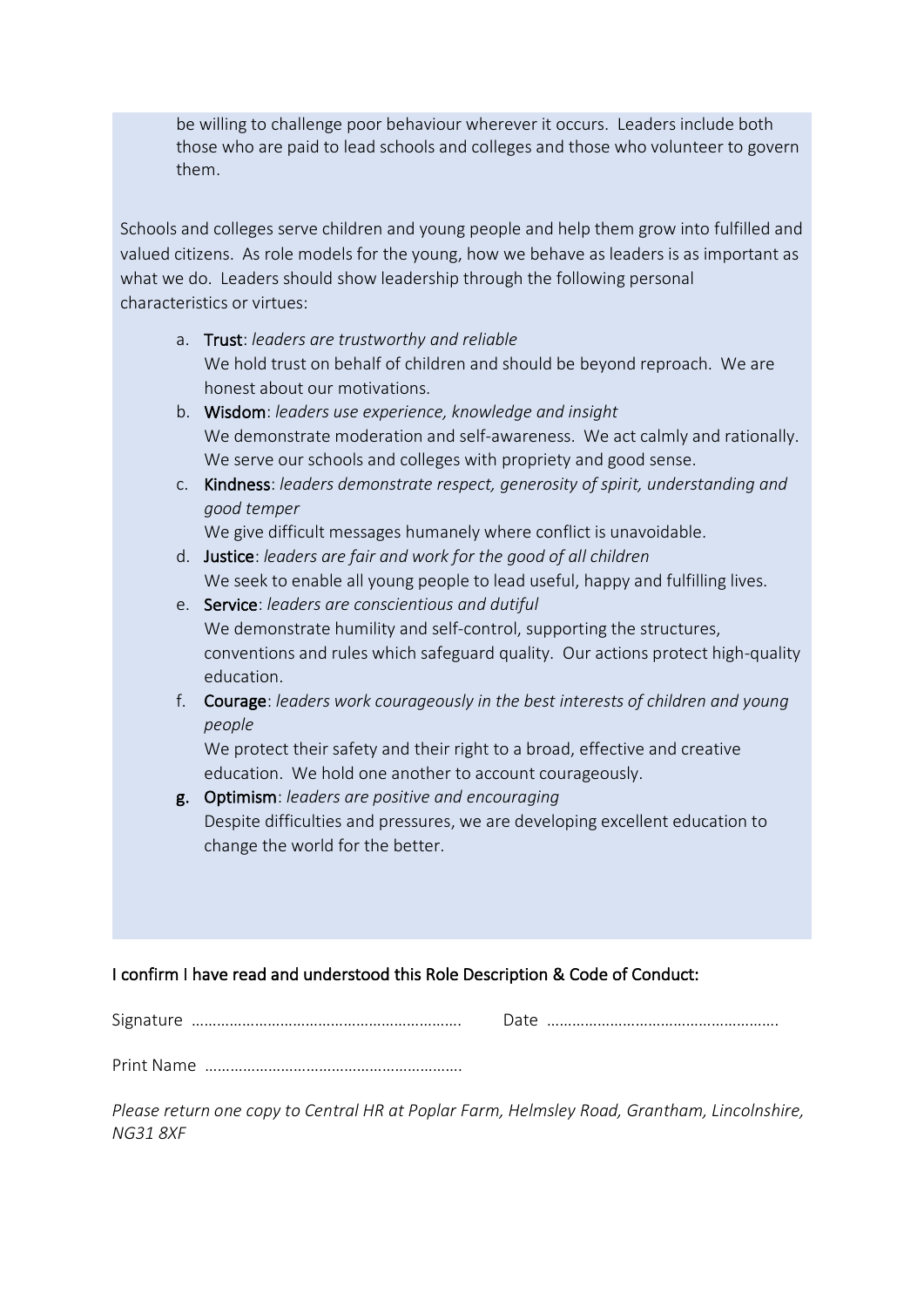be willing to challenge poor behaviour wherever it occurs. Leaders include both those who are paid to lead schools and colleges and those who volunteer to govern them.

Schools and colleges serve children and young people and help them grow into fulfilled and valued citizens. As role models for the young, how we behave as leaders is as important as what we do. Leaders should show leadership through the following personal characteristics or virtues:

a. **Trust**: *leaders are trustworthy and reliable*
   We hold trust on behalf of children and should be beyond reproach. We are honest about our motivations.
b. **Wisdom**: *leaders use experience, knowledge and insight*
   We demonstrate moderation and self-awareness. We act calmly and rationally. We serve our schools and colleges with propriety and good sense.
c. **Kindness**: *leaders demonstrate respect, generosity of spirit, understanding and good temper*
   We give difficult messages humanely where conflict is unavoidable.
d. **Justice**: *leaders are fair and work for the good of all children*
   We seek to enable all young people to lead useful, happy and fulfilling lives.
e. **Service**: *leaders are conscientious and dutiful*
   We demonstrate humility and self-control, supporting the structures, conventions and rules which safeguard quality. Our actions protect high-quality education.
f. **Courage**: *leaders work courageously in the best interests of children and young people*
   We protect their safety and their right to a broad, effective and creative education. We hold one another to account courageously.
g. **Optimism**: *leaders are positive and encouraging*
   Despite difficulties and pressures, we are developing excellent education to change the world for the better.

I confirm I have read and understood this Role Description & Code of Conduct:

Signature ………………………………………………………. Date ……………………………………………….

Print Name …………………………………………………….

*Please return one copy to Central HR at Poplar Farm, Helmsley Road, Grantham, Lincolnshire, NG31 8XF*